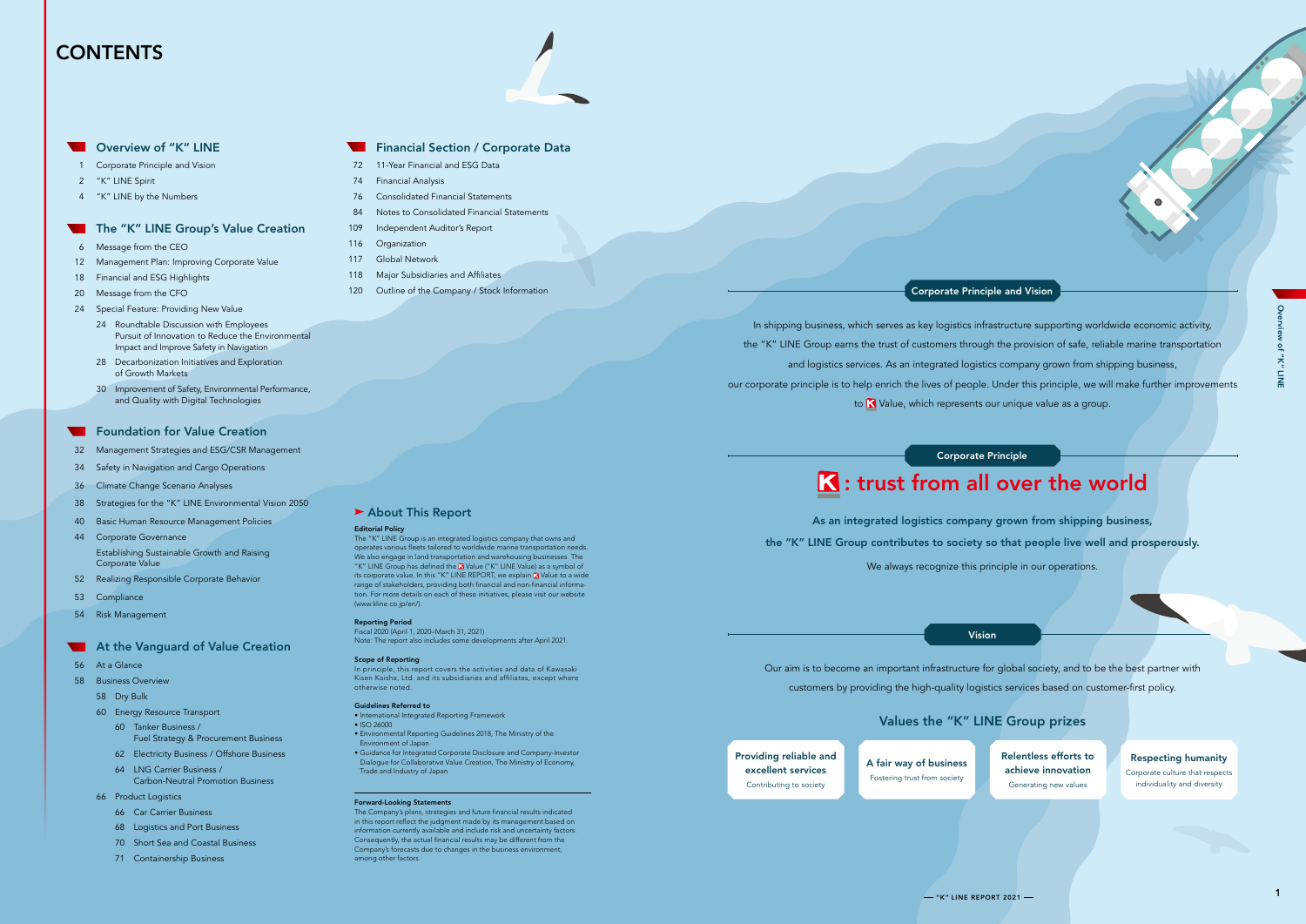# CONTENTS

## Overview of "K" LINE

- 1 Corporate Principle and Vision
- 2 "K" LINE Spirit
- 4 "K" LINE by the Numbers

## The "K" LINE Group's Value Creation

- 6 Message from the CEO
- 12 Management Plan: Improving Corporate Value
- 18 Financial and ESG Highlights
- 20 Message from the CFO
- 24 Special Feature: Providing New Value
  - 24 Roundtable Discussion with Employees Pursuit of Innovation to Reduce the Environmental Impact and Improve Safety in Navigation
  - 28 Decarbonization Initiatives and Exploration of Growth Markets
  - 30 Improvement of Safety, Environmental Performance, and Quality with Digital Technologies

## Foundation for Value Creation

- 32 Management Strategies and ESG/CSR Management
- 34 Safety in Navigation and Cargo Operations
- 36 Climate Change Scenario Analyses
- 38 Strategies for the "K" LINE Environmental Vision 2050
- 40 Basic Human Resource Management Policies
- 44 Corporate Governance
  Establishing Sustainable Growth and Raising Corporate Value
- 52 Realizing Responsible Corporate Behavior
- 53 Compliance
- 54 Risk Management

## At the Vanguard of Value Creation

- 56 At a Glance
- 58 Business Overview
  - 58 Dry Bulk
  - 60 Energy Resource Transport
    - 60 Tanker Business / Fuel Strategy & Procurement Business
    - 62 Electricity Business / Offshore Business
    - 64 LNG Carrier Business / Carbon-Neutral Promotion Business
  - 66 Product Logistics
    - 66 Car Carrier Business
    - 68 Logistics and Port Business
    - 70 Short Sea and Coastal Business
    - 71 Containership Business

## Financial Section / Corporate Data

- 72 11-Year Financial and ESG Data
- 74 Financial Analysis
- 76 Consolidated Financial Statements
- 84 Notes to Consolidated Financial Statements
- 109 Independent Auditor's Report
- 116 Organization
- 117 Global Network
- 118 Major Subsidiaries and Affiliates
- 120 Outline of the Company / Stock Information

## About This Report

**Editorial Policy**

The "K" LINE Group is an integrated logistics company that owns and operates various fleets tailored to worldwide marine transportation needs. We also engage in land transportation and warehousing businesses. The "K" LINE Group has defined the K Value ("K" LINE Value) as a symbol of its corporate value. In this "K" LINE REPORT, we explain K Value to a wide range of stakeholders, providing both financial and non-financial information. For more details on each of these initiatives, please visit our website (www.kline.co.jp/en/).

**Reporting Period**

Fiscal 2020 (April 1, 2020–March 31, 2021)
Note: The report also includes some developments after April 2021.

**Scope of Reporting**

In principle, this report covers the activities and data of Kawasaki Kisen Kaisha, Ltd. and its subsidiaries and affiliates, except where otherwise noted.

**Guidelines Referred to**

- International Integrated Reporting Framework
- ISO 26000
- Environmental Reporting Guidelines 2018, The Ministry of the Environment of Japan
- Guidance for Integrated Corporate Disclosure and Company-Investor Dialogue for Collaborative Value Creation, The Ministry of Economy, Trade and Industry of Japan

**Forward-Looking Statements**

The Company's plans, strategies and future financial results indicated in this report reflect the judgment made by its management based on information currently available and include risk and uncertainty factors. Consequently, the actual financial results may be different from the Company's forecasts due to changes in the business environment, among other factors.

## Corporate Principle and Vision

In shipping business, which serves as key logistics infrastructure supporting worldwide economic activity, the "K" LINE Group earns the trust of customers through the provision of safe, reliable marine transportation and logistics services. As an integrated logistics company grown from shipping business, our corporate principle is to help enrich the lives of people. Under this principle, we will make further improvements to K Value, which represents our unique value as a group.

### Corporate Principle

**K : trust from all over the world**

**As an integrated logistics company grown from shipping business, the "K" LINE Group contributes to society so that people live well and prosperously.**

We always recognize this principle in our operations.

### Vision

Our aim is to become an important infrastructure for global society, and to be the best partner with customers by providing the high-quality logistics services based on customer-first policy.

### Values the "K" LINE Group prizes

- **Providing reliable and excellent services** — Contributing to society
- **A fair way of business** — Fostering trust from society
- **Relentless efforts to achieve innovation** — Generating new values
- **Respecting humanity** — Corporate culture that respects individuality and diversity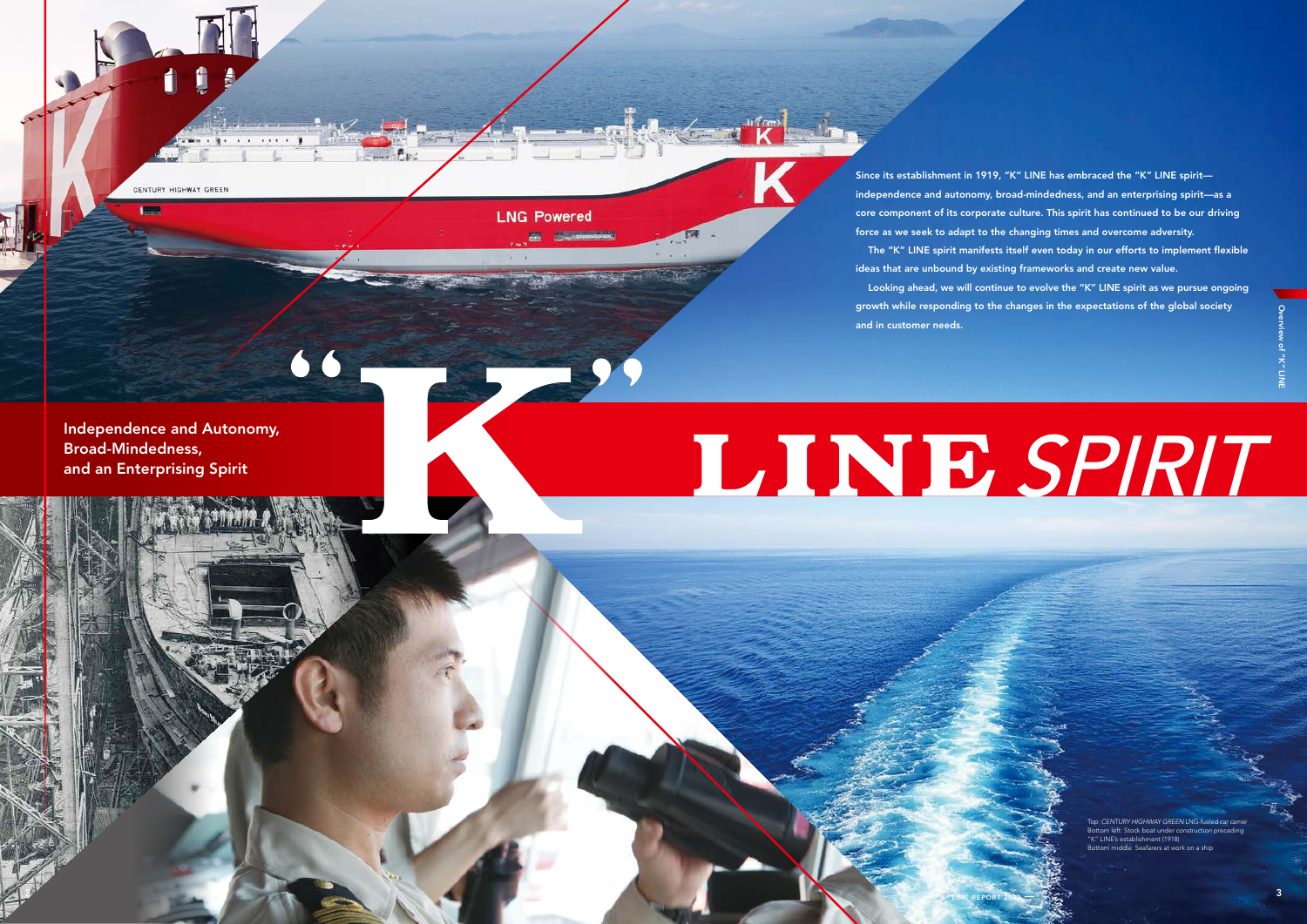# "K" LINE SPIRIT

## Independence and Autonomy, Broad-Mindedness, and an Enterprising Spirit

Since its establishment in 1919, "K" LINE has embraced the "K" LINE spirit—independence and autonomy, broad-mindedness, and an enterprising spirit—as a core component of its corporate culture. This spirit has continued to be our driving force as we seek to adapt to the changing times and overcome adversity.

The "K" LINE spirit manifests itself even today in our efforts to implement flexible ideas that are unbound by existing frameworks and create new value.

Looking ahead, we will continue to evolve the "K" LINE spirit as we pursue ongoing growth while responding to the changes in the expectations of the global society and in customer needs.

Top: *CENTURY HIGHWAY GREEN* LNG-fueled car carrier
Bottom left: Stock boat under construction preceding "K" LINE's establishment (1918)
Bottom middle: Seafarers at work on a ship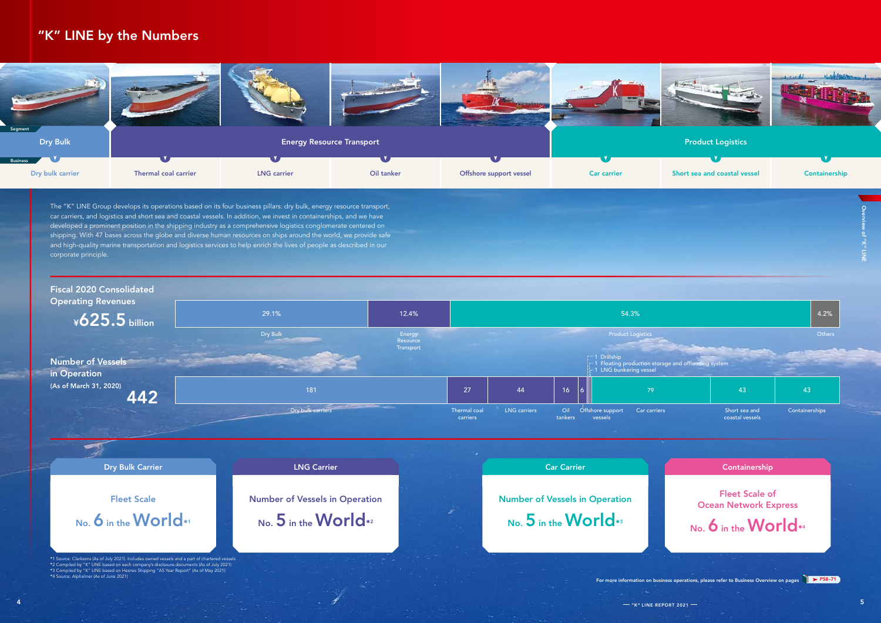# "K" LINE by the Numbers

| Segment | Business |
|---|---|
| Dry Bulk | Dry bulk carrier |
| Energy Resource Transport | Thermal coal carrier, LNG carrier, Oil tanker, Offshore support vessel |
| Product Logistics | Car carrier, Short sea and coastal vessel, Containership |

The "K" LINE Group develops its operations based on its four business pillars: dry bulk, energy resource transport, car carriers, and logistics and short sea and coastal vessels. In addition, we invest in containerships, and we have developed a prominent position in the shipping industry as a comprehensive logistics conglomerate centered on shipping. With 47 bases across the globe and diverse human resources on ships around the world, we provide safe and high-quality marine transportation and logistics services to help enrich the lives of people as described in our corporate principle.

## Fiscal 2020 Consolidated Operating Revenues

¥625.5 billion

29.1%
Dry Bulk

12.4%
Energy Resource Transport

54.3%
Product Logistics

4.2%
Others

## Number of Vessels in Operation

(As of March 31, 2020)

442

181
Dry bulk carriers

27
Thermal coal carriers

44
LNG carriers

16
Oil tankers

6
Offshore support vessels

1 Drillship
1 Floating production storage and offloading system
1 LNG bunkering vessel

79
Car carriers

43
Short sea and coastal vessels

43
Containerships

### Dry Bulk Carrier

Fleet Scale

No. 6 in the World*1

### LNG Carrier

Number of Vessels in Operation

No. 5 in the World*2

### Car Carrier

Number of Vessels in Operation

No. 5 in the World*3

### Containership

Fleet Scale of Ocean Network Express

No. 6 in the World*4

*1 Source: Clarksons (As of July 2021). Includes owned vessels and a part of chartered vessels
*2 Compiled by "K" LINE based on each company's disclosure documents (As of July 2021)
*3 Compiled by "K" LINE based on Hesnes Shipping "AS Year Report" (As of May 2021)
*4 Source: Alphaliner (As of June 2021)

For more information on business operations, please refer to Business Overview on pages P58–71